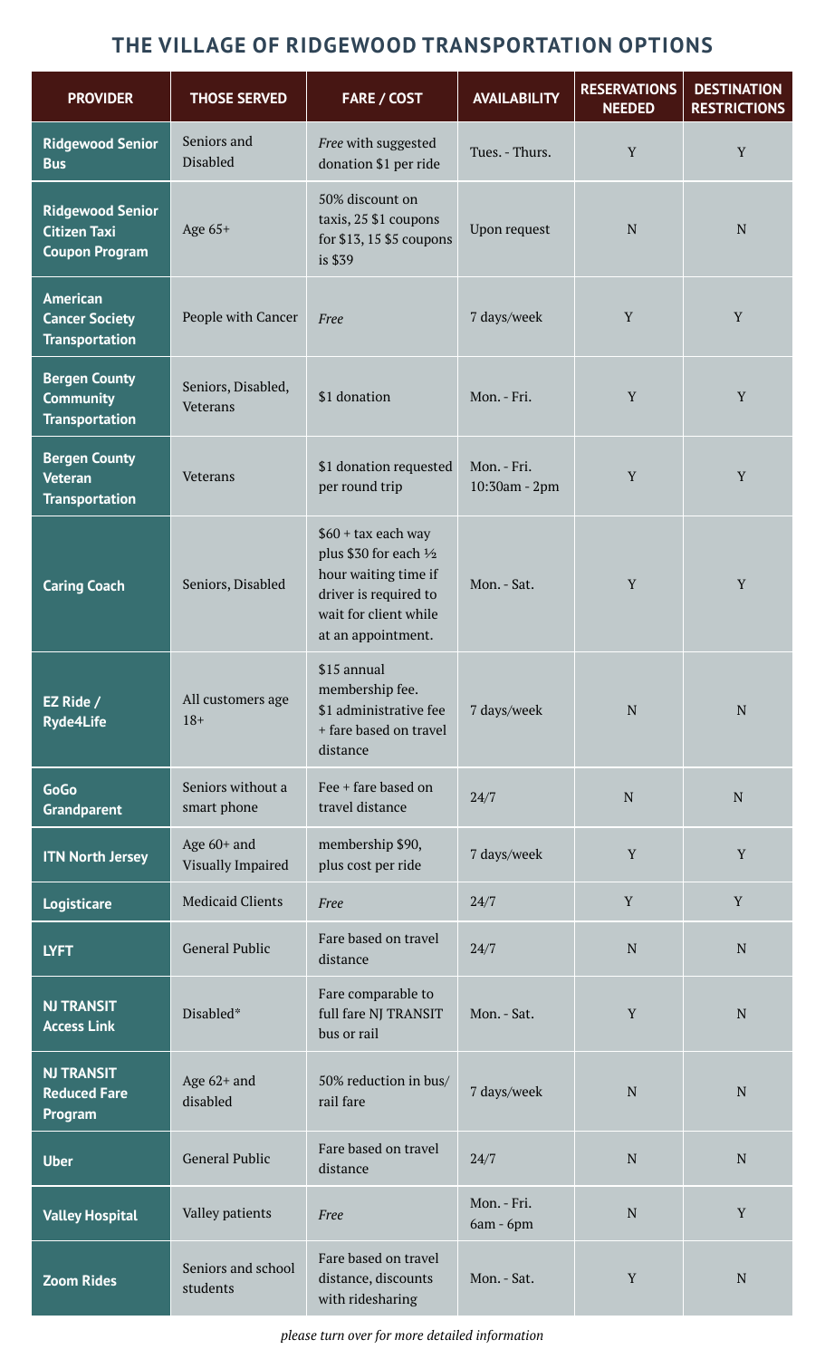# THE VILLAGE OF RIDGEWOOD TRANSPORTATION OPTIONS

| PROVIDER | THOSE SERVED | FARE / COST | AVAILABILITY | RESERVATIONS NEEDED | DESTINATION RESTRICTIONS |
|---|---|---|---|---|---|
| **Ridgewood Senior Bus** | Seniors and Disabled | *Free* with suggested donation $1 per ride | Tues. - Thurs. | Y | Y |
| **Ridgewood Senior Citizen Taxi Coupon Program** | Age 65+ | 50% discount on taxis, 25 $1 coupons for $13, 15 $5 coupons is $39 | Upon request | N | N |
| **American Cancer Society Transportation** | People with Cancer | *Free* | 7 days/week | Y | Y |
| **Bergen County Community Transportation** | Seniors, Disabled, Veterans | $1 donation | Mon. - Fri. | Y | Y |
| **Bergen County Veteran Transportation** | Veterans | $1 donation requested per round trip | Mon. - Fri. 10:30am - 2pm | Y | Y |
| **Caring Coach** | Seniors, Disabled | $60 + tax each way plus $30 for each ½ hour waiting time if driver is required to wait for client while at an appointment. | Mon. - Sat. | Y | Y |
| **EZ Ride / Ryde4Life** | All customers age 18+ | $15 annual membership fee. $1 administrative fee + fare based on travel distance | 7 days/week | N | N |
| **GoGo Grandparent** | Seniors without a smart phone | Fee + fare based on travel distance | 24/7 | N | N |
| **ITN North Jersey** | Age 60+ and Visually Impaired | membership $90, plus cost per ride | 7 days/week | Y | Y |
| **Logisticare** | Medicaid Clients | *Free* | 24/7 | Y | Y |
| **LYFT** | General Public | Fare based on travel distance | 24/7 | N | N |
| **NJ TRANSIT Access Link** | Disabled* | Fare comparable to full fare NJ TRANSIT bus or rail | Mon. - Sat. | Y | N |
| **NJ TRANSIT Reduced Fare Program** | Age 62+ and disabled | 50% reduction in bus/ rail fare | 7 days/week | N | N |
| **Uber** | General Public | Fare based on travel distance | 24/7 | N | N |
| **Valley Hospital** | Valley patients | *Free* | Mon. - Fri. 6am - 6pm | N | Y |
| **Zoom Rides** | Seniors and school students | Fare based on travel distance, discounts with ridesharing | Mon. - Sat. | Y | N |

*please turn over for more detailed information*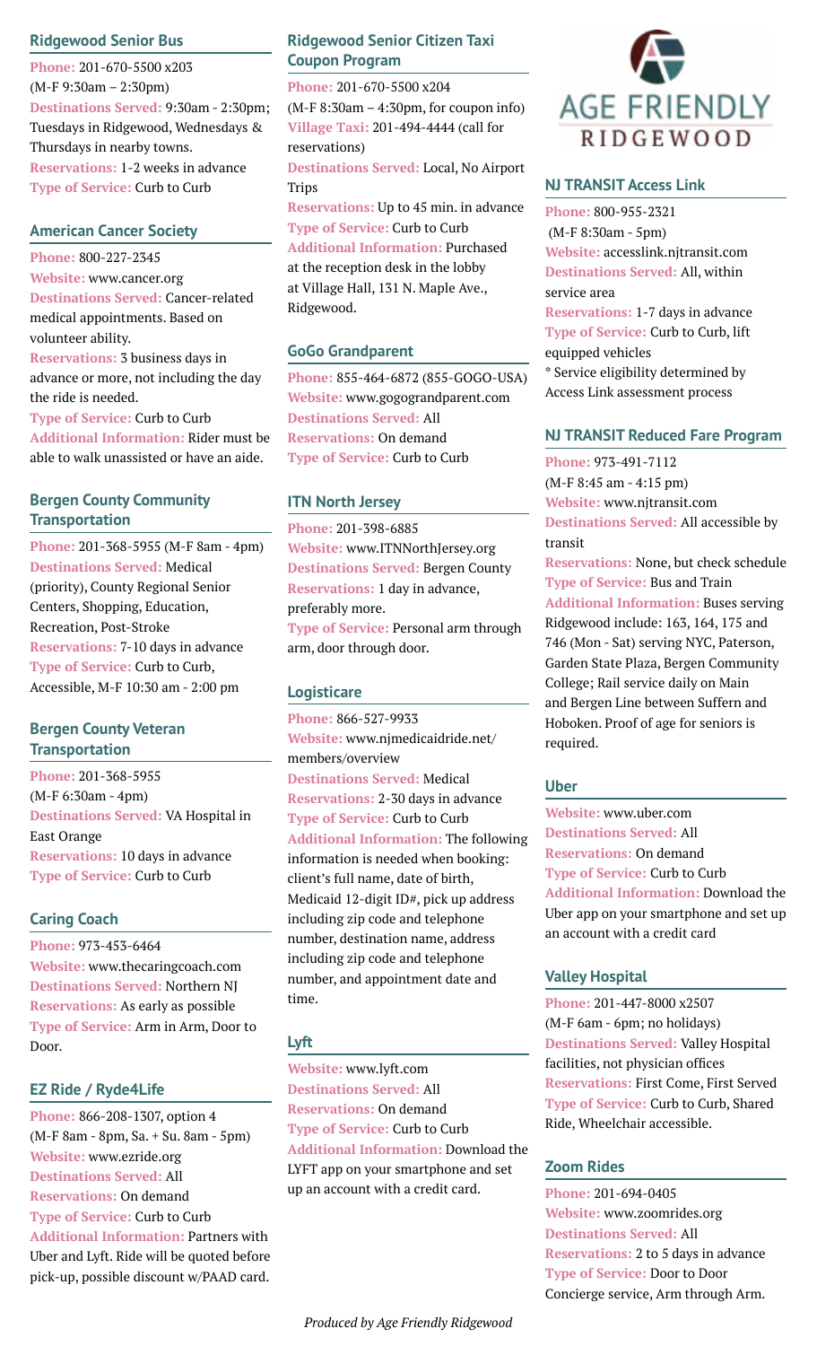## Ridgewood Senior Bus

**Phone:** 201-670-5500 x203
(M-F 9:30am – 2:30pm)
**Destinations Served:** 9:30am - 2:30pm; Tuesdays in Ridgewood, Wednesdays & Thursdays in nearby towns.
**Reservations:** 1-2 weeks in advance
**Type of Service:** Curb to Curb

## American Cancer Society

**Phone:** 800-227-2345
**Website:** www.cancer.org
**Destinations Served:** Cancer-related medical appointments. Based on volunteer ability.
**Reservations:** 3 business days in advance or more, not including the day the ride is needed.
**Type of Service:** Curb to Curb
**Additional Information:** Rider must be able to walk unassisted or have an aide.

## Bergen County Community Transportation

**Phone:** 201-368-5955 (M-F 8am - 4pm)
**Destinations Served:** Medical (priority), County Regional Senior Centers, Shopping, Education, Recreation, Post-Stroke
**Reservations:** 7-10 days in advance
**Type of Service:** Curb to Curb, Accessible, M-F 10:30 am - 2:00 pm

## Bergen County Veteran Transportation

**Phone:** 201-368-5955
(M-F 6:30am - 4pm)
**Destinations Served:** VA Hospital in East Orange
**Reservations:** 10 days in advance
**Type of Service:** Curb to Curb

## Caring Coach

**Phone:** 973-453-6464
**Website:** www.thecaringcoach.com
**Destinations Served:** Northern NJ
**Reservations:** As early as possible
**Type of Service:** Arm in Arm, Door to Door.

## EZ Ride / Ryde4Life

**Phone:** 866-208-1307, option 4
(M-F 8am - 8pm, Sa. + Su. 8am - 5pm)
**Website:** www.ezride.org
**Destinations Served:** All
**Reservations:** On demand
**Type of Service:** Curb to Curb
**Additional Information:** Partners with Uber and Lyft. Ride will be quoted before pick-up, possible discount w/PAAD card.

## Ridgewood Senior Citizen Taxi Coupon Program

**Phone:** 201-670-5500 x204
(M-F 8:30am – 4:30pm, for coupon info)
**Village Taxi:** 201-494-4444 (call for reservations)
**Destinations Served:** Local, No Airport Trips
**Reservations:** Up to 45 min. in advance
**Type of Service:** Curb to Curb
**Additional Information:** Purchased at the reception desk in the lobby at Village Hall, 131 N. Maple Ave., Ridgewood.

## GoGo Grandparent

**Phone:** 855-464-6872 (855-GOGO-USA)
**Website:** www.gogograndparent.com
**Destinations Served:** All
**Reservations:** On demand
**Type of Service:** Curb to Curb

## ITN North Jersey

**Phone:** 201-398-6885
**Website:** www.ITNNorthJersey.org
**Destinations Served:** Bergen County
**Reservations:** 1 day in advance, preferably more.
**Type of Service:** Personal arm through arm, door through door.

## Logisticare

**Phone:** 866-527-9933
**Website:** www.njmedicaidride.net/members/overview
**Destinations Served:** Medical
**Reservations:** 2-30 days in advance
**Type of Service:** Curb to Curb
**Additional Information:** The following information is needed when booking: client's full name, date of birth, Medicaid 12-digit ID#, pick up address including zip code and telephone number, destination name, address including zip code and telephone number, and appointment date and time.

## Lyft

**Website:** www.lyft.com
**Destinations Served:** All
**Reservations:** On demand
**Type of Service:** Curb to Curb
**Additional Information:** Download the LYFT app on your smartphone and set up an account with a credit card.

AGE FRIENDLY RIDGEWOOD

## NJ TRANSIT Access Link

**Phone:** 800-955-2321
(M-F 8:30am - 5pm)
**Website:** accesslink.njtransit.com
**Destinations Served:** All, within service area
**Reservations:** 1-7 days in advance
**Type of Service:** Curb to Curb, lift equipped vehicles
* Service eligibility determined by Access Link assessment process

## NJ TRANSIT Reduced Fare Program

**Phone:** 973-491-7112
(M-F 8:45 am - 4:15 pm)
**Website:** www.njtransit.com
**Destinations Served:** All accessible by transit
**Reservations:** None, but check schedule
**Type of Service:** Bus and Train
**Additional Information:** Buses serving Ridgewood include: 163, 164, 175 and 746 (Mon - Sat) serving NYC, Paterson, Garden State Plaza, Bergen Community College; Rail service daily on Main and Bergen Line between Suffern and Hoboken. Proof of age for seniors is required.

## Uber

**Website:** www.uber.com
**Destinations Served:** All
**Reservations:** On demand
**Type of Service:** Curb to Curb
**Additional Information:** Download the Uber app on your smartphone and set up an account with a credit card

## Valley Hospital

**Phone:** 201-447-8000 x2507
(M-F 6am - 6pm; no holidays)
**Destinations Served:** Valley Hospital facilities, not physician offices
**Reservations:** First Come, First Served
**Type of Service:** Curb to Curb, Shared Ride, Wheelchair accessible.

## Zoom Rides

**Phone:** 201-694-0405
**Website:** www.zoomrides.org
**Destinations Served:** All
**Reservations:** 2 to 5 days in advance
**Type of Service:** Door to Door Concierge service, Arm through Arm.

*Produced by Age Friendly Ridgewood*